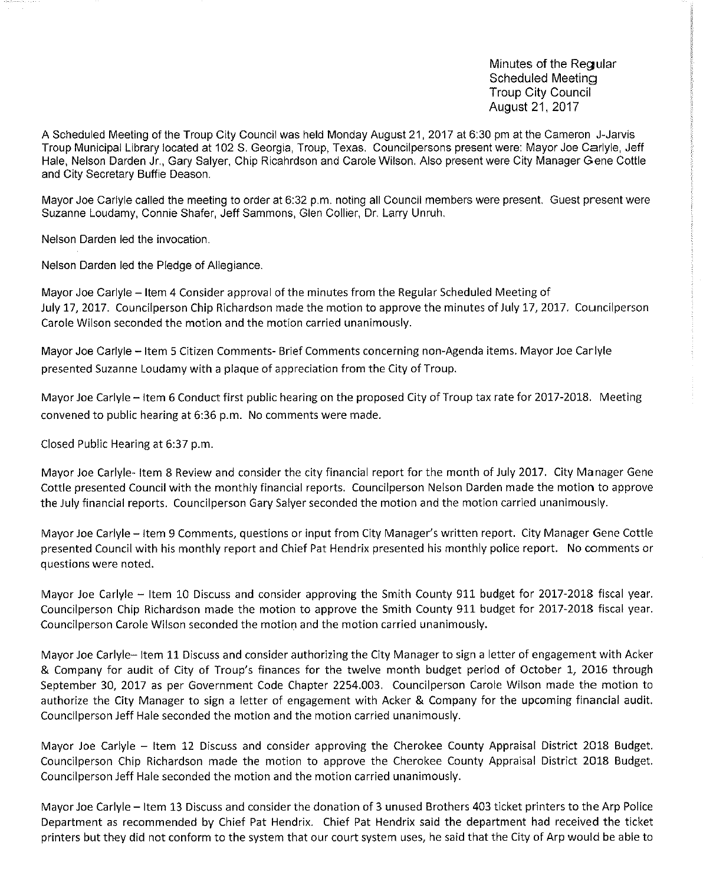Minutes of the Regular
Scheduled Meeting
Troup City Council
August 21, 2017

A Scheduled Meeting of the Troup City Council was held Monday August 21, 2017 at 6:30 pm at the Cameron J-Jarvis Troup Municipal Library located at 102 S. Georgia, Troup, Texas. Councilpersons present were: Mayor Joe Carlyle, Jeff Hale, Nelson Darden Jr., Gary Salyer, Chip Ricahrdson and Carole Wilson. Also present were City Manager Gene Cottle and City Secretary Buffie Deason.

Mayor Joe Carlyle called the meeting to order at 6:32 p.m. noting all Council members were present. Guest present were Suzanne Loudamy, Connie Shafer, Jeff Sammons, Glen Collier, Dr. Larry Unruh.

Nelson Darden led the invocation.

Nelson Darden led the Pledge of Allegiance.

Mayor Joe Carlyle – Item 4 Consider approval of the minutes from the Regular Scheduled Meeting of July 17, 2017. Councilperson Chip Richardson made the motion to approve the minutes of July 17, 2017. Councilperson Carole Wilson seconded the motion and the motion carried unanimously.

Mayor Joe Carlyle – Item 5 Citizen Comments- Brief Comments concerning non-Agenda items. Mayor Joe Carlyle presented Suzanne Loudamy with a plaque of appreciation from the City of Troup.

Mayor Joe Carlyle – Item 6 Conduct first public hearing on the proposed City of Troup tax rate for 2017-2018. Meeting convened to public hearing at 6:36 p.m. No comments were made.

Closed Public Hearing at 6:37 p.m.

Mayor Joe Carlyle- Item 8 Review and consider the city financial report for the month of July 2017. City Manager Gene Cottle presented Council with the monthly financial reports. Councilperson Nelson Darden made the motion to approve the July financial reports. Councilperson Gary Salyer seconded the motion and the motion carried unanimously.

Mayor Joe Carlyle – Item 9 Comments, questions or input from City Manager's written report. City Manager Gene Cottle presented Council with his monthly report and Chief Pat Hendrix presented his monthly police report. No comments or questions were noted.

Mayor Joe Carlyle – Item 10 Discuss and consider approving the Smith County 911 budget for 2017-2018 fiscal year. Councilperson Chip Richardson made the motion to approve the Smith County 911 budget for 2017-2018 fiscal year. Councilperson Carole Wilson seconded the motion and the motion carried unanimously.

Mayor Joe Carlyle– Item 11 Discuss and consider authorizing the City Manager to sign a letter of engagement with Acker & Company for audit of City of Troup's finances for the twelve month budget period of October 1, 2016 through September 30, 2017 as per Government Code Chapter 2254.003. Councilperson Carole Wilson made the motion to authorize the City Manager to sign a letter of engagement with Acker & Company for the upcoming financial audit. Councilperson Jeff Hale seconded the motion and the motion carried unanimously.

Mayor Joe Carlyle – Item 12 Discuss and consider approving the Cherokee County Appraisal District 2018 Budget. Councilperson Chip Richardson made the motion to approve the Cherokee County Appraisal District 2018 Budget. Councilperson Jeff Hale seconded the motion and the motion carried unanimously.

Mayor Joe Carlyle – Item 13 Discuss and consider the donation of 3 unused Brothers 403 ticket printers to the Arp Police Department as recommended by Chief Pat Hendrix. Chief Pat Hendrix said the department had received the ticket printers but they did not conform to the system that our court system uses, he said that the City of Arp would be able to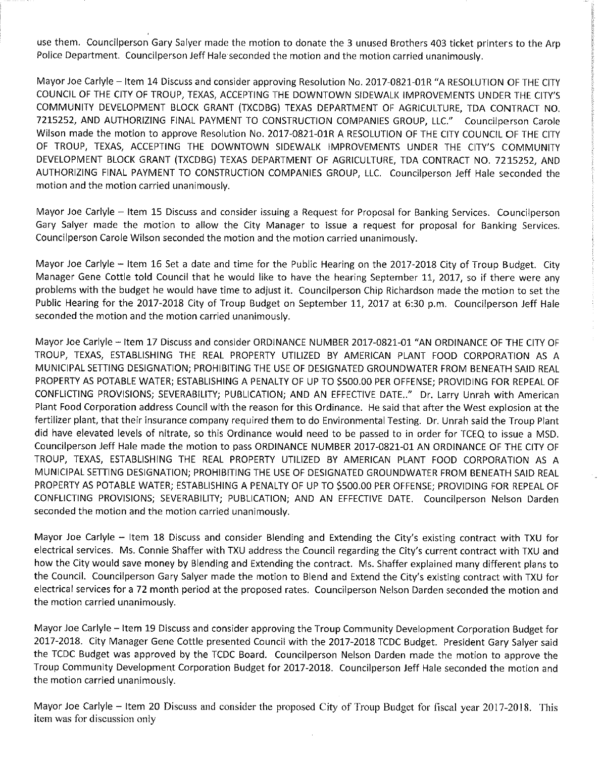use them. Councilperson Gary Salyer made the motion to donate the 3 unused Brothers 403 ticket printers to the Arp Police Department. Councilperson Jeff Hale seconded the motion and the motion carried unanimously.

Mayor Joe Carlyle – Item 14 Discuss and consider approving Resolution No. 2017-0821-01R "A RESOLUTION OF THE CITY COUNCIL OF THE CITY OF TROUP, TEXAS, ACCEPTING THE DOWNTOWN SIDEWALK IMPROVEMENTS UNDER THE CITY'S COMMUNITY DEVELOPMENT BLOCK GRANT (TXCDBG) TEXAS DEPARTMENT OF AGRICULTURE, TDA CONTRACT NO. 7215252, AND AUTHORIZING FINAL PAYMENT TO CONSTRUCTION COMPANIES GROUP, LLC." Councilperson Carole Wilson made the motion to approve Resolution No. 2017-0821-01R A RESOLUTION OF THE CITY COUNCIL OF THE CITY OF TROUP, TEXAS, ACCEPTING THE DOWNTOWN SIDEWALK IMPROVEMENTS UNDER THE CITY'S COMMUNITY DEVELOPMENT BLOCK GRANT (TXCDBG) TEXAS DEPARTMENT OF AGRICULTURE, TDA CONTRACT NO. 7215252, AND AUTHORIZING FINAL PAYMENT TO CONSTRUCTION COMPANIES GROUP, LLC. Councilperson Jeff Hale seconded the motion and the motion carried unanimously.

Mayor Joe Carlyle – Item 15 Discuss and consider issuing a Request for Proposal for Banking Services. Councilperson Gary Salyer made the motion to allow the City Manager to issue a request for proposal for Banking Services. Councilperson Carole Wilson seconded the motion and the motion carried unanimously.

Mayor Joe Carlyle – Item 16 Set a date and time for the Public Hearing on the 2017-2018 City of Troup Budget. City Manager Gene Cottle told Council that he would like to have the hearing September 11, 2017, so if there were any problems with the budget he would have time to adjust it. Councilperson Chip Richardson made the motion to set the Public Hearing for the 2017-2018 City of Troup Budget on September 11, 2017 at 6:30 p.m. Councilperson Jeff Hale seconded the motion and the motion carried unanimously.

Mayor Joe Carlyle – Item 17 Discuss and consider ORDINANCE NUMBER 2017-0821-01 "AN ORDINANCE OF THE CITY OF TROUP, TEXAS, ESTABLISHING THE REAL PROPERTY UTILIZED BY AMERICAN PLANT FOOD CORPORATION AS A MUNICIPAL SETTING DESIGNATION; PROHIBITING THE USE OF DESIGNATED GROUNDWATER FROM BENEATH SAID REAL PROPERTY AS POTABLE WATER; ESTABLISHING A PENALTY OF UP TO $500.00 PER OFFENSE; PROVIDING FOR REPEAL OF CONFLICTING PROVISIONS; SEVERABILITY; PUBLICATION; AND AN EFFECTIVE DATE.." Dr. Larry Unrah with American Plant Food Corporation address Council with the reason for this Ordinance. He said that after the West explosion at the fertilizer plant, that their insurance company required them to do Environmental Testing. Dr. Unrah said the Troup Plant did have elevated levels of nitrate, so this Ordinance would need to be passed to in order for TCEQ to issue a MSD. Councilperson Jeff Hale made the motion to pass ORDINANCE NUMBER 2017-0821-01 AN ORDINANCE OF THE CITY OF TROUP, TEXAS, ESTABLISHING THE REAL PROPERTY UTILIZED BY AMERICAN PLANT FOOD CORPORATION AS A MUNICIPAL SETTING DESIGNATION; PROHIBITING THE USE OF DESIGNATED GROUNDWATER FROM BENEATH SAID REAL PROPERTY AS POTABLE WATER; ESTABLISHING A PENALTY OF UP TO $500.00 PER OFFENSE; PROVIDING FOR REPEAL OF CONFLICTING PROVISIONS; SEVERABILITY; PUBLICATION; AND AN EFFECTIVE DATE. Councilperson Nelson Darden seconded the motion and the motion carried unanimously.

Mayor Joe Carlyle – Item 18 Discuss and consider Blending and Extending the City's existing contract with TXU for electrical services. Ms. Connie Shaffer with TXU address the Council regarding the City's current contract with TXU and how the City would save money by Blending and Extending the contract. Ms. Shaffer explained many different plans to the Council. Councilperson Gary Salyer made the motion to Blend and Extend the City's existing contract with TXU for electrical services for a 72 month period at the proposed rates. Councilperson Nelson Darden seconded the motion and the motion carried unanimously.

Mayor Joe Carlyle – Item 19 Discuss and consider approving the Troup Community Development Corporation Budget for 2017-2018. City Manager Gene Cottle presented Council with the 2017-2018 TCDC Budget. President Gary Salyer said the TCDC Budget was approved by the TCDC Board. Councilperson Nelson Darden made the motion to approve the Troup Community Development Corporation Budget for 2017-2018. Councilperson Jeff Hale seconded the motion and the motion carried unanimously.

Mayor Joe Carlyle – Item 20 Discuss and consider the proposed City of Troup Budget for fiscal year 2017-2018. This item was for discussion only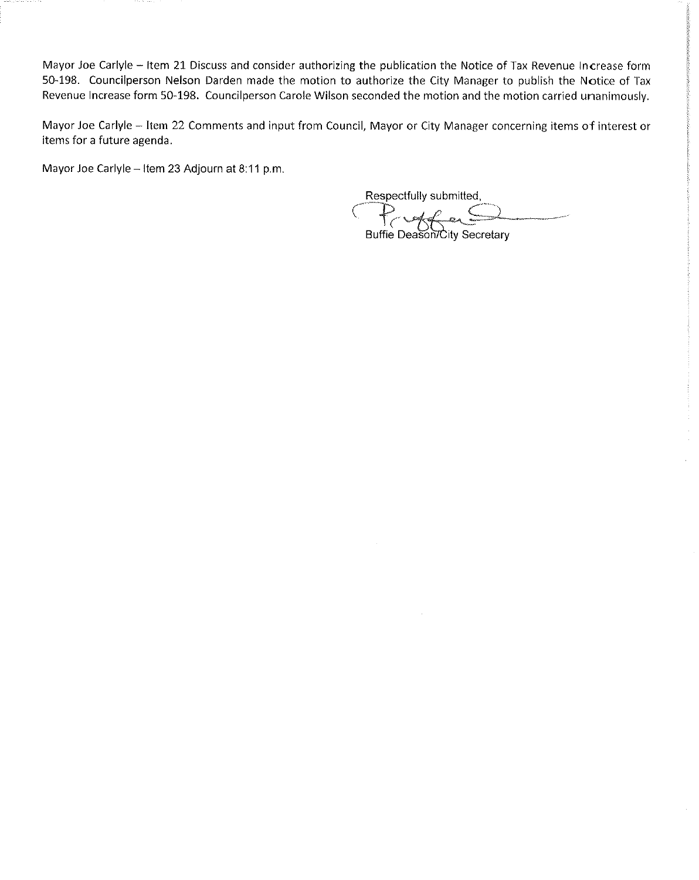Mayor Joe Carlyle – Item 21 Discuss and consider authorizing the publication the Notice of Tax Revenue Increase form 50-198. Councilperson Nelson Darden made the motion to authorize the City Manager to publish the Notice of Tax Revenue Increase form 50-198. Councilperson Carole Wilson seconded the motion and the motion carried unanimously.

Mayor Joe Carlyle – Item 22 Comments and input from Council, Mayor or City Manager concerning items of interest or items for a future agenda.

Mayor Joe Carlyle – Item 23 Adjourn at 8:11 p.m.

Respectfully submitted,

Buffie Deason/City Secretary